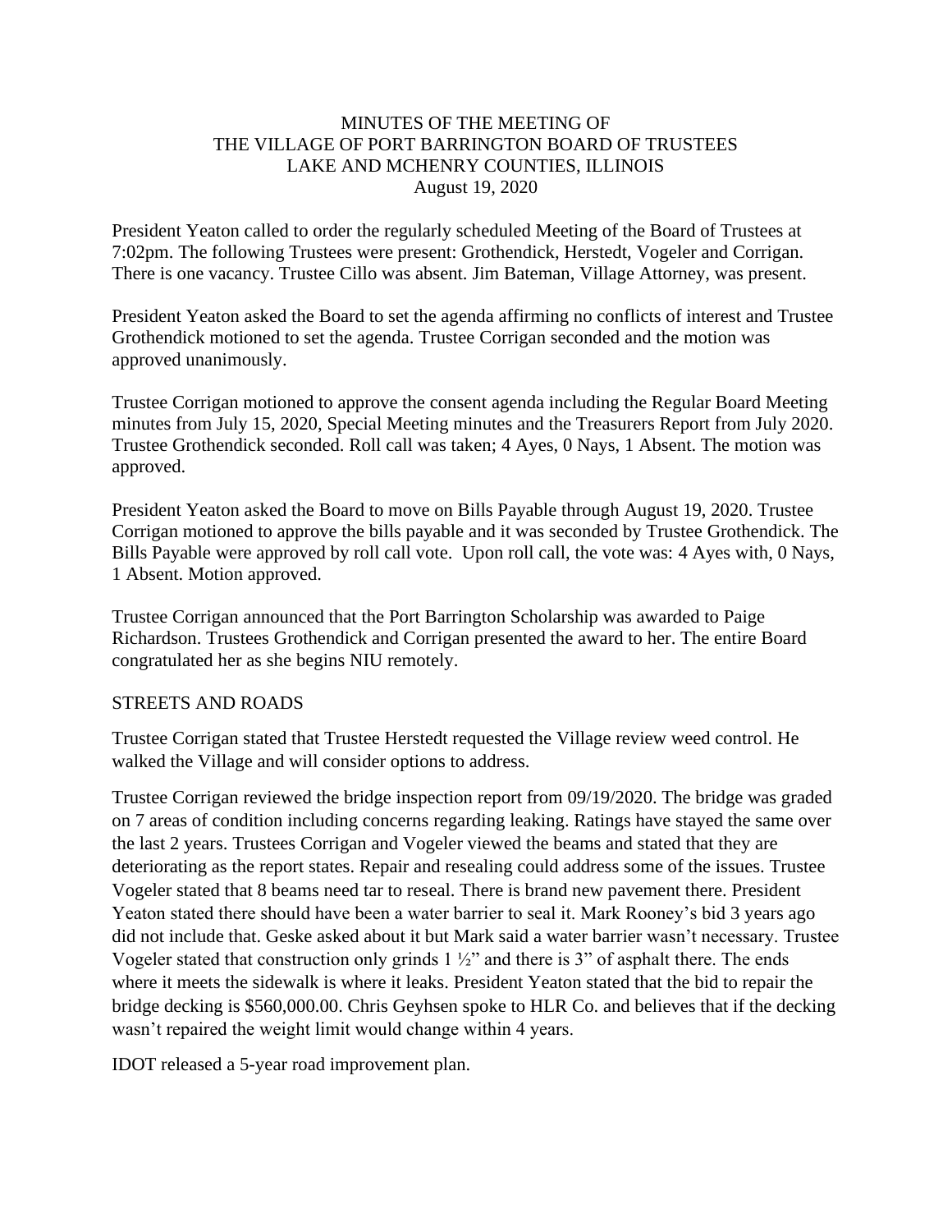MINUTES OF THE MEETING OF
THE VILLAGE OF PORT BARRINGTON BOARD OF TRUSTEES
LAKE AND MCHENRY COUNTIES, ILLINOIS
August 19, 2020

President Yeaton called to order the regularly scheduled Meeting of the Board of Trustees at 7:02pm. The following Trustees were present: Grothendick, Herstedt, Vogeler and Corrigan. There is one vacancy. Trustee Cillo was absent. Jim Bateman, Village Attorney, was present.

President Yeaton asked the Board to set the agenda affirming no conflicts of interest and Trustee Grothendick motioned to set the agenda. Trustee Corrigan seconded and the motion was approved unanimously.

Trustee Corrigan motioned to approve the consent agenda including the Regular Board Meeting minutes from July 15, 2020, Special Meeting minutes and the Treasurers Report from July 2020. Trustee Grothendick seconded. Roll call was taken; 4 Ayes, 0 Nays, 1 Absent. The motion was approved.

President Yeaton asked the Board to move on Bills Payable through August 19, 2020. Trustee Corrigan motioned to approve the bills payable and it was seconded by Trustee Grothendick. The Bills Payable were approved by roll call vote. Upon roll call, the vote was: 4 Ayes with, 0 Nays, 1 Absent. Motion approved.

Trustee Corrigan announced that the Port Barrington Scholarship was awarded to Paige Richardson. Trustees Grothendick and Corrigan presented the award to her. The entire Board congratulated her as she begins NIU remotely.

STREETS AND ROADS

Trustee Corrigan stated that Trustee Herstedt requested the Village review weed control. He walked the Village and will consider options to address.

Trustee Corrigan reviewed the bridge inspection report from 09/19/2020. The bridge was graded on 7 areas of condition including concerns regarding leaking. Ratings have stayed the same over the last 2 years. Trustees Corrigan and Vogeler viewed the beams and stated that they are deteriorating as the report states. Repair and resealing could address some of the issues. Trustee Vogeler stated that 8 beams need tar to reseal. There is brand new pavement there. President Yeaton stated there should have been a water barrier to seal it. Mark Rooney's bid 3 years ago did not include that. Geske asked about it but Mark said a water barrier wasn't necessary. Trustee Vogeler stated that construction only grinds 1 ½" and there is 3" of asphalt there. The ends where it meets the sidewalk is where it leaks. President Yeaton stated that the bid to repair the bridge decking is $560,000.00. Chris Geyhsen spoke to HLR Co. and believes that if the decking wasn't repaired the weight limit would change within 4 years.

IDOT released a 5-year road improvement plan.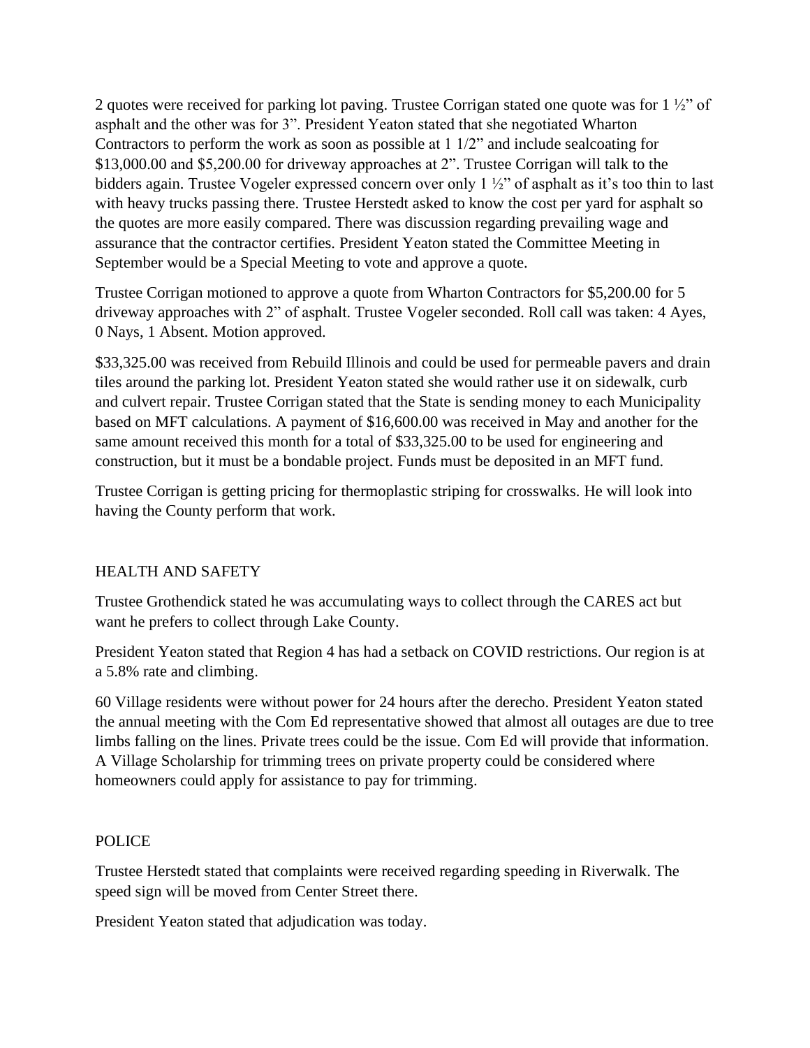2 quotes were received for parking lot paving. Trustee Corrigan stated one quote was for 1 ½" of asphalt and the other was for 3". President Yeaton stated that she negotiated Wharton Contractors to perform the work as soon as possible at 1 1/2" and include sealcoating for $13,000.00 and $5,200.00 for driveway approaches at 2". Trustee Corrigan will talk to the bidders again. Trustee Vogeler expressed concern over only 1 ½" of asphalt as it's too thin to last with heavy trucks passing there. Trustee Herstedt asked to know the cost per yard for asphalt so the quotes are more easily compared. There was discussion regarding prevailing wage and assurance that the contractor certifies. President Yeaton stated the Committee Meeting in September would be a Special Meeting to vote and approve a quote.

Trustee Corrigan motioned to approve a quote from Wharton Contractors for $5,200.00 for 5 driveway approaches with 2" of asphalt. Trustee Vogeler seconded. Roll call was taken: 4 Ayes, 0 Nays, 1 Absent. Motion approved.

$33,325.00 was received from Rebuild Illinois and could be used for permeable pavers and drain tiles around the parking lot. President Yeaton stated she would rather use it on sidewalk, curb and culvert repair. Trustee Corrigan stated that the State is sending money to each Municipality based on MFT calculations. A payment of $16,600.00 was received in May and another for the same amount received this month for a total of $33,325.00 to be used for engineering and construction, but it must be a bondable project. Funds must be deposited in an MFT fund.

Trustee Corrigan is getting pricing for thermoplastic striping for crosswalks. He will look into having the County perform that work.

HEALTH AND SAFETY

Trustee Grothendick stated he was accumulating ways to collect through the CARES act but want he prefers to collect through Lake County.

President Yeaton stated that Region 4 has had a setback on COVID restrictions. Our region is at a 5.8% rate and climbing.

60 Village residents were without power for 24 hours after the derecho. President Yeaton stated the annual meeting with the Com Ed representative showed that almost all outages are due to tree limbs falling on the lines. Private trees could be the issue. Com Ed will provide that information. A Village Scholarship for trimming trees on private property could be considered where homeowners could apply for assistance to pay for trimming.

POLICE

Trustee Herstedt stated that complaints were received regarding speeding in Riverwalk. The speed sign will be moved from Center Street there.

President Yeaton stated that adjudication was today.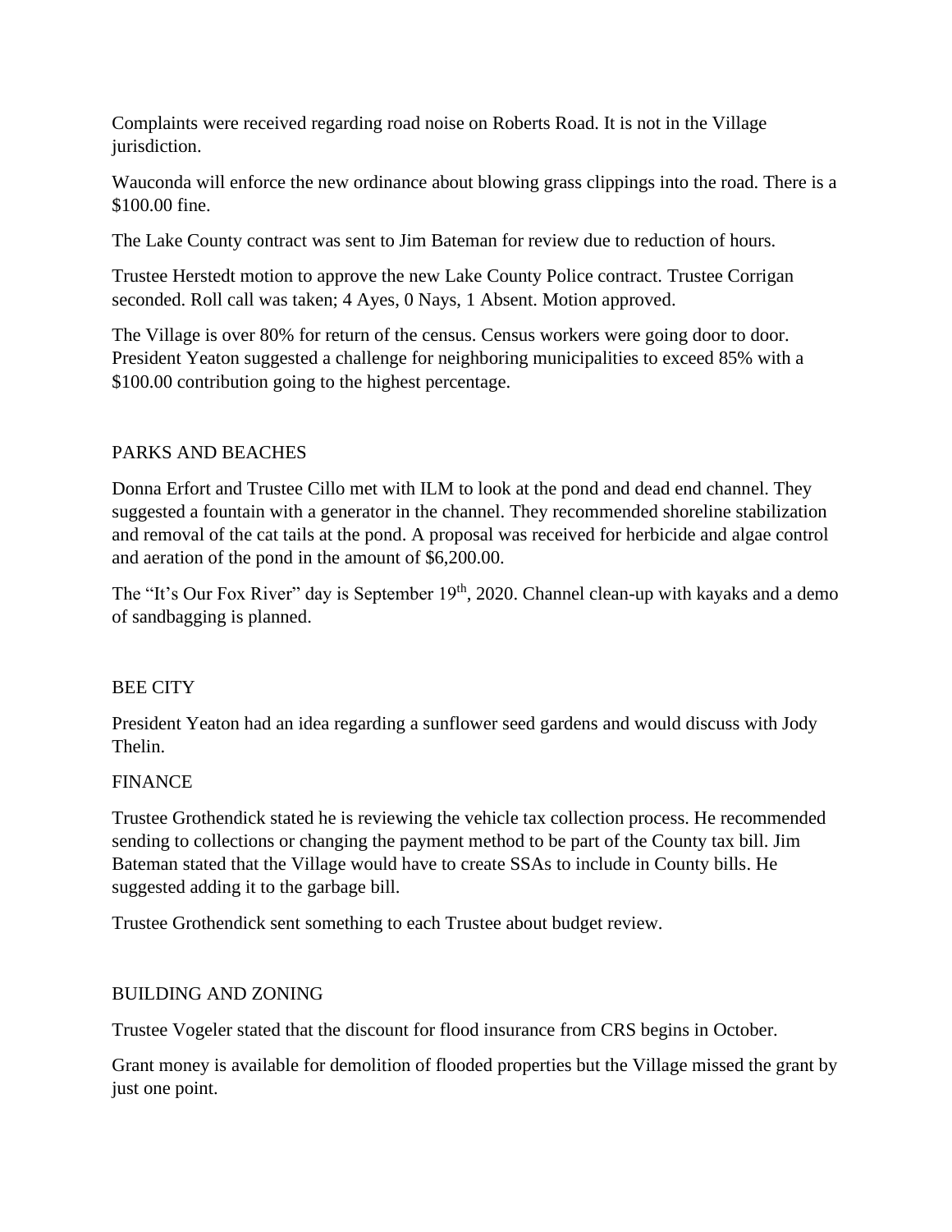Complaints were received regarding road noise on Roberts Road. It is not in the Village jurisdiction.

Wauconda will enforce the new ordinance about blowing grass clippings into the road. There is a $100.00 fine.

The Lake County contract was sent to Jim Bateman for review due to reduction of hours.

Trustee Herstedt motion to approve the new Lake County Police contract. Trustee Corrigan seconded. Roll call was taken; 4 Ayes, 0 Nays, 1 Absent. Motion approved.

The Village is over 80% for return of the census. Census workers were going door to door. President Yeaton suggested a challenge for neighboring municipalities to exceed 85% with a $100.00 contribution going to the highest percentage.

## PARKS AND BEACHES

Donna Erfort and Trustee Cillo met with ILM to look at the pond and dead end channel. They suggested a fountain with a generator in the channel. They recommended shoreline stabilization and removal of the cat tails at the pond. A proposal was received for herbicide and algae control and aeration of the pond in the amount of $6,200.00.

The "It's Our Fox River" day is September 19th, 2020. Channel clean-up with kayaks and a demo of sandbagging is planned.

## BEE CITY

President Yeaton had an idea regarding a sunflower seed gardens and would discuss with Jody Thelin.

## FINANCE

Trustee Grothendick stated he is reviewing the vehicle tax collection process. He recommended sending to collections or changing the payment method to be part of the County tax bill. Jim Bateman stated that the Village would have to create SSAs to include in County bills. He suggested adding it to the garbage bill.

Trustee Grothendick sent something to each Trustee about budget review.

## BUILDING AND ZONING

Trustee Vogeler stated that the discount for flood insurance from CRS begins in October.

Grant money is available for demolition of flooded properties but the Village missed the grant by just one point.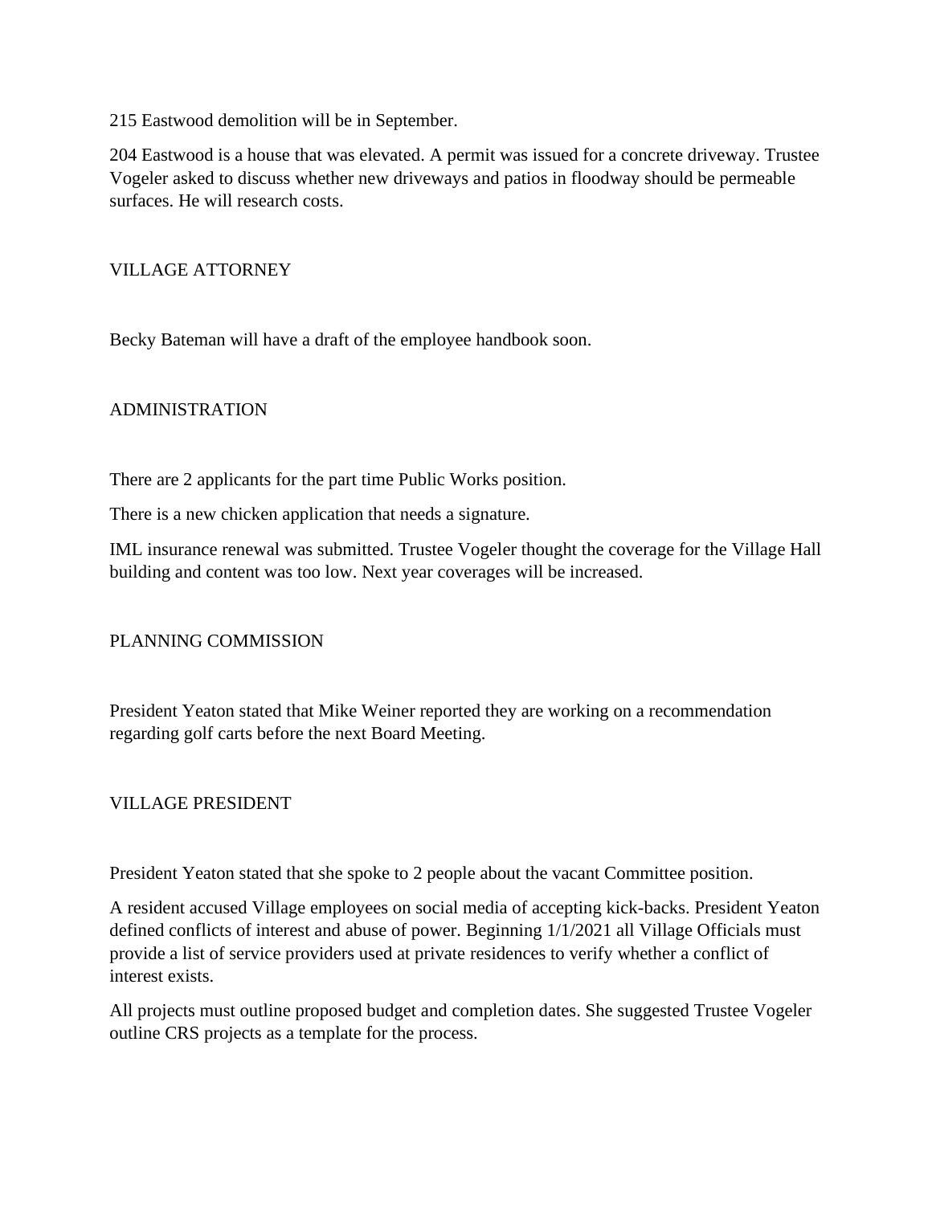215 Eastwood demolition will be in September.

204 Eastwood is a house that was elevated. A permit was issued for a concrete driveway. Trustee Vogeler asked to discuss whether new driveways and patios in floodway should be permeable surfaces. He will research costs.

## VILLAGE ATTORNEY

Becky Bateman will have a draft of the employee handbook soon.

## ADMINISTRATION

There are 2 applicants for the part time Public Works position.

There is a new chicken application that needs a signature.

IML insurance renewal was submitted. Trustee Vogeler thought the coverage for the Village Hall building and content was too low. Next year coverages will be increased.

## PLANNING COMMISSION

President Yeaton stated that Mike Weiner reported they are working on a recommendation regarding golf carts before the next Board Meeting.

## VILLAGE PRESIDENT

President Yeaton stated that she spoke to 2 people about the vacant Committee position.

A resident accused Village employees on social media of accepting kick-backs. President Yeaton defined conflicts of interest and abuse of power. Beginning 1/1/2021 all Village Officials must provide a list of service providers used at private residences to verify whether a conflict of interest exists.

All projects must outline proposed budget and completion dates. She suggested Trustee Vogeler outline CRS projects as a template for the process.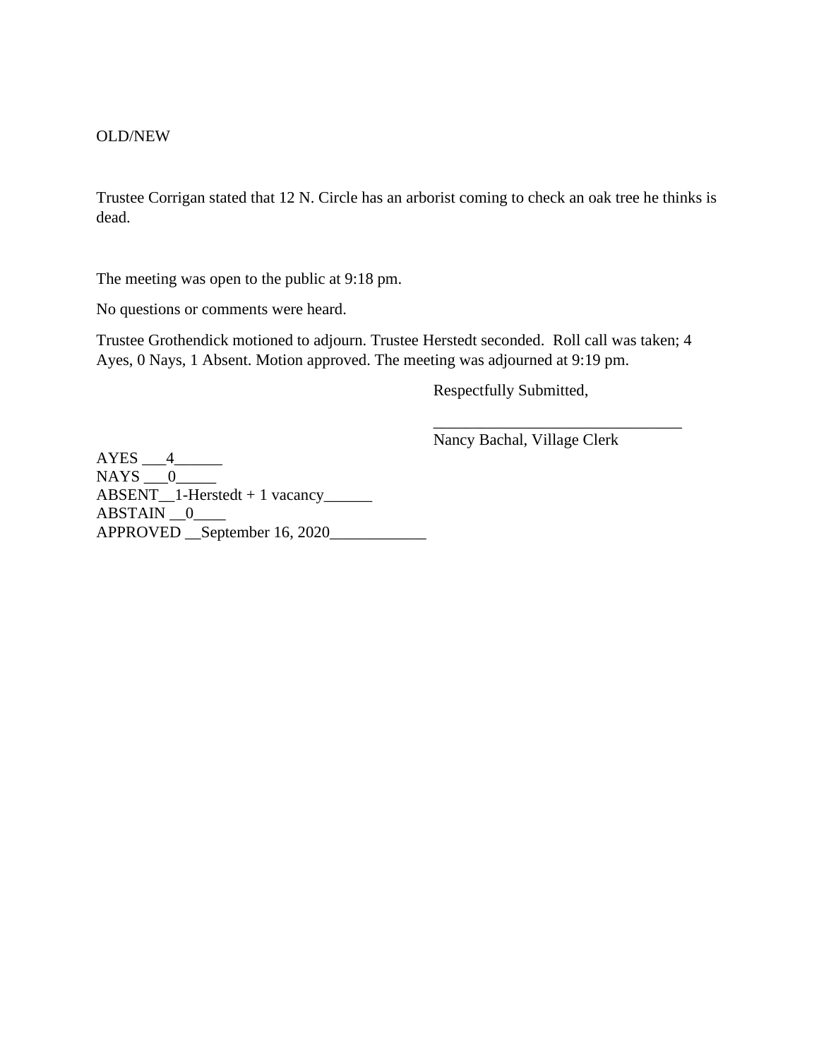OLD/NEW

Trustee Corrigan stated that 12 N. Circle has an arborist coming to check an oak tree he thinks is dead.

The meeting was open to the public at 9:18 pm.

No questions or comments were heard.

Trustee Grothendick motioned to adjourn. Trustee Herstedt seconded. Roll call was taken; 4 Ayes, 0 Nays, 1 Absent. Motion approved. The meeting was adjourned at 9:19 pm.

Respectfully Submitted,

_______________________________
Nancy Bachal, Village Clerk

AYES ___4______
NAYS ___0_____
ABSENT__1-Herstedt + 1 vacancy______
ABSTAIN __0____
APPROVED __September 16, 2020____________